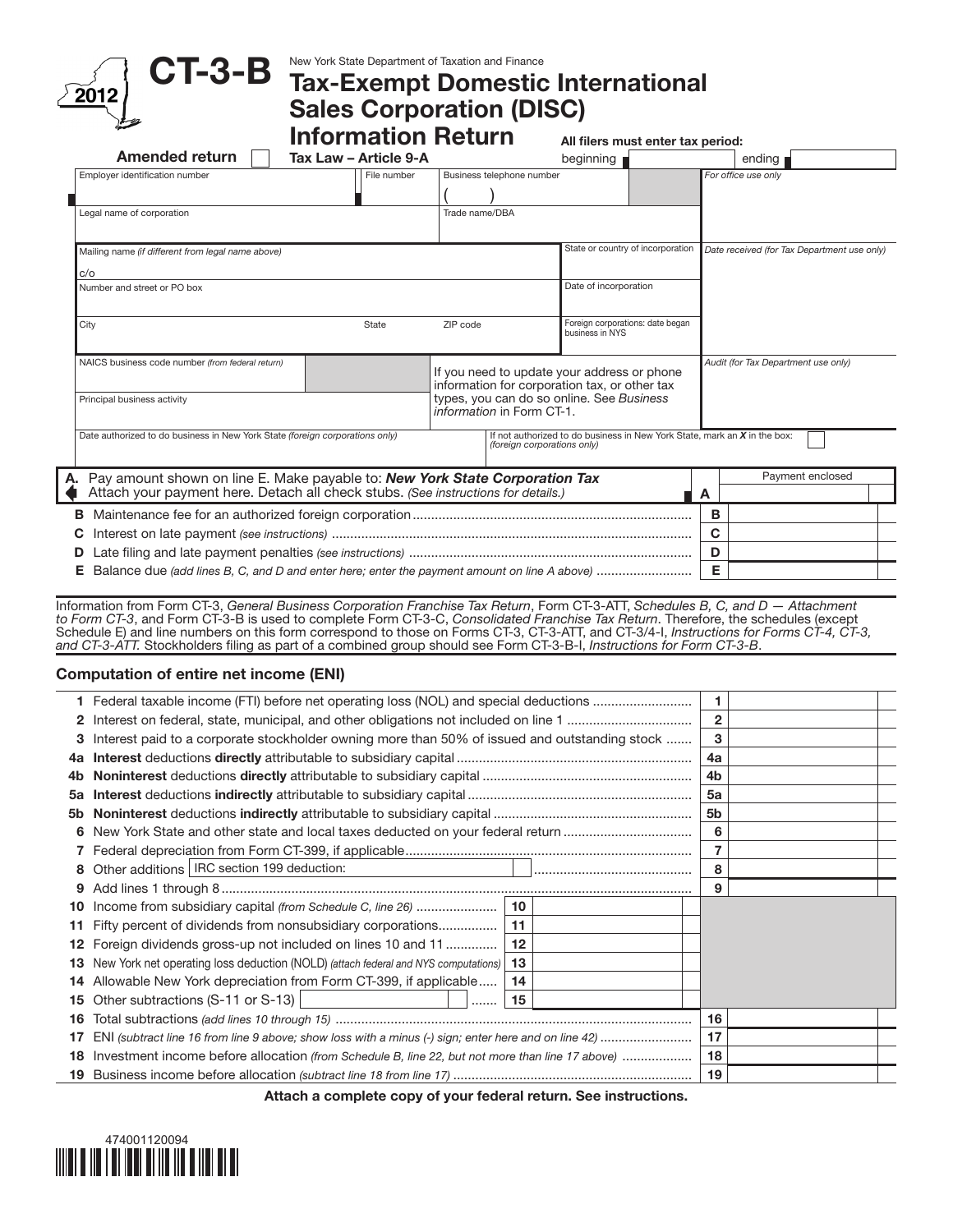# CT-3-B

**2012**

New York State Department of Taxation and Finance

## Tax-Exempt Domestic International Sales Corporation (DISC) Information Return

**Tax Law – Article 9-A**

**Amended return** ☐

**All filers must enter tax period:**

beginning ______ ending ______

| | | | |
|---|---|---|---|
| Employer identification number | File number | Business telephone number ( ) | *For office use only* |
| Legal name of corporation | | Trade name/DBA | |
| Mailing name *(if different from legal name above)* c/o | | State or country of incorporation | *Date received (for Tax Department use only)* |
| Number and street or PO box | | Date of incorporation | |
| City | State | ZIP code | Foreign corporations: date began business in NYS |
| NAICS business code number *(from federal return)* | | If you need to update your address or phone information for corporation tax, or other tax types, you can do so online. See *Business information* in Form CT-1. | *Audit (for Tax Department use only)* |
| Principal business activity | | | |
| Date authorized to do business in New York State *(foreign corporations only)* | | If not authorized to do business in New York State, mark an ***X*** in the box: *(foreign corporations only)* ☐ | |

| | | | |
|---|---|---|---|
| **A.** | Pay amount shown on line E. Make payable to: ***New York State Corporation Tax*** Attach your payment here. Detach all check stubs. *(See instructions for details.)* | **A** | Payment enclosed |
| **B** | Maintenance fee for an authorized foreign corporation | **B** | |
| **C** | Interest on late payment *(see instructions)* | **C** | |
| **D** | Late filing and late payment penalties *(see instructions)* | **D** | |
| **E** | Balance due *(add lines B, C, and D and enter here; enter the payment amount on line A above)* | **E** | |

Information from Form CT-3, *General Business Corporation Franchise Tax Return*, Form CT-3-ATT, *Schedules B, C, and D — Attachment to Form CT-3*, and Form CT-3-B is used to complete Form CT-3-C, *Consolidated Franchise Tax Return*. Therefore, the schedules (except Schedule E) and line numbers on this form correspond to those on Forms CT-3, CT-3-ATT, and CT-3/4-I, *Instructions for Forms CT-4, CT-3, and CT-3-ATT.* Stockholders filing as part of a combined group should see Form CT-3-B-I, *Instructions for Form CT-3-B*.

### Computation of entire net income (ENI)

| | | | | | |
|---|---|---|---|---|---|
| **1** | Federal taxable income (FTI) before net operating loss (NOL) and special deductions | | | **1** | |
| **2** | Interest on federal, state, municipal, and other obligations not included on line 1 | | | **2** | |
| **3** | Interest paid to a corporate stockholder owning more than 50% of issued and outstanding stock | | | **3** | |
| **4a** | **Interest** deductions **directly** attributable to subsidiary capital | | | **4a** | |
| **4b** | **Noninterest** deductions **directly** attributable to subsidiary capital | | | **4b** | |
| **5a** | **Interest** deductions **indirectly** attributable to subsidiary capital | | | **5a** | |
| **5b** | **Noninterest** deductions **indirectly** attributable to subsidiary capital | | | **5b** | |
| **6** | New York State and other state and local taxes deducted on your federal return | | | **6** | |
| **7** | Federal depreciation from Form CT-399, if applicable | | | **7** | |
| **8** | Other additions IRC section 199 deduction: | | | **8** | |
| **9** | Add lines 1 through 8 | | | **9** | |
| **10** | Income from subsidiary capital *(from Schedule C, line 26)* | **10** | | | |
| **11** | Fifty percent of dividends from nonsubsidiary corporations | **11** | | | |
| **12** | Foreign dividends gross-up not included on lines 10 and 11 | **12** | | | |
| **13** | New York net operating loss deduction (NOLD) *(attach federal and NYS computations)* | **13** | | | |
| **14** | Allowable New York depreciation from Form CT-399, if applicable | **14** | | | |
| **15** | Other subtractions (S-11 or S-13) | **15** | | | |
| **16** | Total subtractions *(add lines 10 through 15)* | | | **16** | |
| **17** | ENI *(subtract line 16 from line 9 above; show loss with a minus (-) sign; enter here and on line 42)* | | | **17** | |
| **18** | Investment income before allocation *(from Schedule B, line 22, but not more than line 17 above)* | | | **18** | |
| **19** | Business income before allocation *(subtract line 18 from line 17)* | | | **19** | |

**Attach a complete copy of your federal return. See instructions.**

474001120094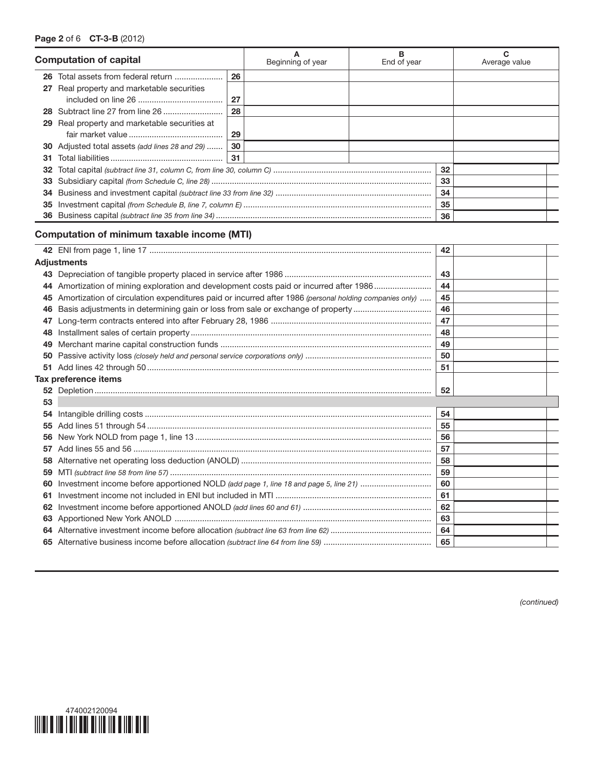## Computation of capital

| | | A Beginning of year | B End of year | C Average value |
|---|---|---|---|---|
| **26** Total assets from federal return | 26 | | | |
| **27** Real property and marketable securities included on line 26 | 27 | | | |
| **28** Subtract line 27 from line 26 | 28 | | | |
| **29** Real property and marketable securities at fair market value | 29 | | | |
| **30** Adjusted total assets *(add lines 28 and 29)* | 30 | | | |
| **31** Total liabilities | 31 | | | |

| | | |
|---|---|---|
| **32** Total capital *(subtract line 31, column C, from line 30, column C)* | 32 | |
| **33** Subsidiary capital *(from Schedule C, line 28)* | 33 | |
| **34** Business and investment capital *(subtract line 33 from line 32)* | 34 | |
| **35** Investment capital *(from Schedule B, line 7, column E)* | 35 | |
| **36** Business capital *(subtract line 35 from line 34)* | 36 | |

## Computation of minimum taxable income (MTI)

| | | |
|---|---|---|
| **42** ENI from page 1, line 17 | 42 | |
| **Adjustments** | | |
| **43** Depreciation of tangible property placed in service after 1986 | 43 | |
| **44** Amortization of mining exploration and development costs paid or incurred after 1986 | 44 | |
| **45** Amortization of circulation expenditures paid or incurred after 1986 *(personal holding companies only)* | 45 | |
| **46** Basis adjustments in determining gain or loss from sale or exchange of property | 46 | |
| **47** Long-term contracts entered into after February 28, 1986 | 47 | |
| **48** Installment sales of certain property | 48 | |
| **49** Merchant marine capital construction funds | 49 | |
| **50** Passive activity loss *(closely held and personal service corporations only)* | 50 | |
| **51** Add lines 42 through 50 | 51 | |
| **Tax preference items** | | |
| **52** Depletion | 52 | |
| **53** | | |
| **54** Intangible drilling costs | 54 | |
| **55** Add lines 51 through 54 | 55 | |
| **56** New York NOLD from page 1, line 13 | 56 | |
| **57** Add lines 55 and 56 | 57 | |
| **58** Alternative net operating loss deduction (ANOLD) | 58 | |
| **59** MTI *(subtract line 58 from line 57)* | 59 | |
| **60** Investment income before apportioned NOLD *(add page 1, line 18 and page 5, line 21)* | 60 | |
| **61** Investment income not included in ENI but included in MTI | 61 | |
| **62** Investment income before apportioned ANOLD *(add lines 60 and 61)* | 62 | |
| **63** Apportioned New York ANOLD | 63 | |
| **64** Alternative investment income before allocation *(subtract line 63 from line 62)* | 64 | |
| **65** Alternative business income before allocation *(subtract line 64 from line 59)* | 65 | |

*(continued)*

474002120094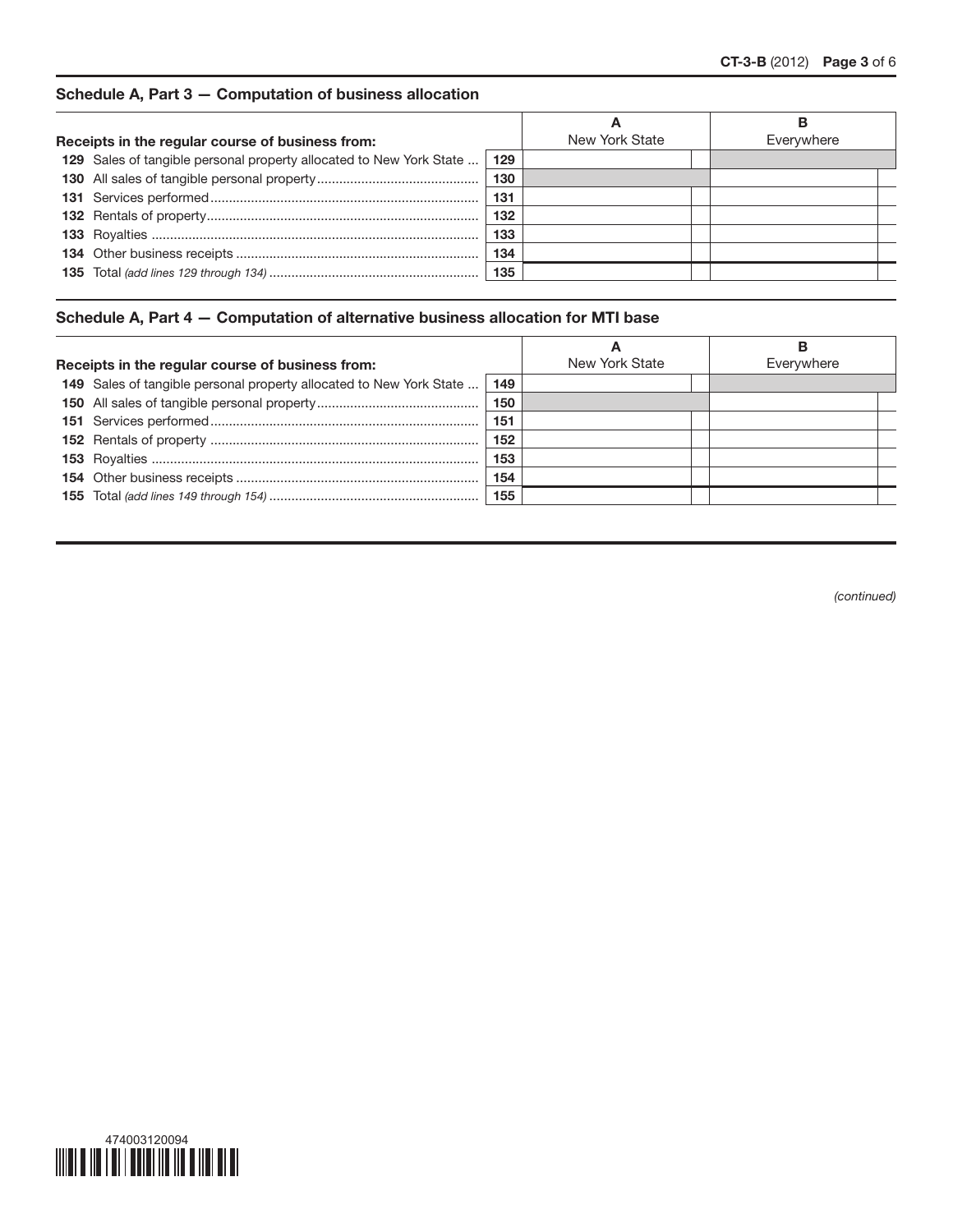## Schedule A, Part 3 — Computation of business allocation

| Receipts in the regular course of business from: | | A<br>New York State | B<br>Everywhere |
|---|---|---|---|
| **129** Sales of tangible personal property allocated to New York State | 129 | | |
| **130** All sales of tangible personal property | 130 | | |
| **131** Services performed | 131 | | |
| **132** Rentals of property | 132 | | |
| **133** Royalties | 133 | | |
| **134** Other business receipts | 134 | | |
| **135** Total *(add lines 129 through 134)* | 135 | | |

## Schedule A, Part 4 — Computation of alternative business allocation for MTI base

| Receipts in the regular course of business from: | | A<br>New York State | B<br>Everywhere |
|---|---|---|---|
| **149** Sales of tangible personal property allocated to New York State | 149 | | |
| **150** All sales of tangible personal property | 150 | | |
| **151** Services performed | 151 | | |
| **152** Rentals of property | 152 | | |
| **153** Royalties | 153 | | |
| **154** Other business receipts | 154 | | |
| **155** Total *(add lines 149 through 154)* | 155 | | |

*(continued)*

474003120094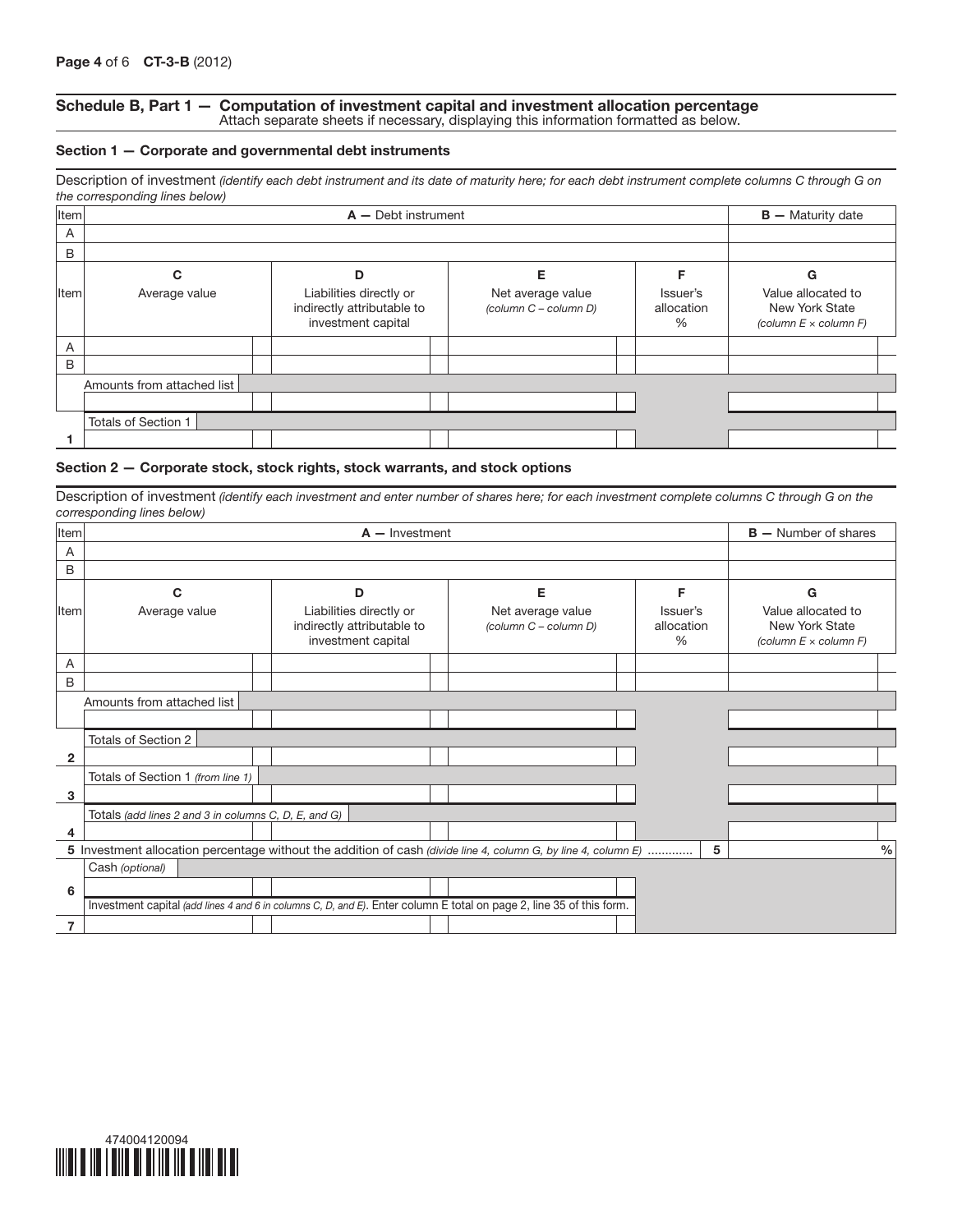## Schedule B, Part 1 — Computation of investment capital and investment allocation percentage

Attach separate sheets if necessary, displaying this information formatted as below.

### Section 1 — Corporate and governmental debt instruments

Description of investment *(identify each debt instrument and its date of maturity here; for each debt instrument complete columns C through G on the corresponding lines below)*

| Item | A — Debt instrument | B — Maturity date |
|---|---|---|
| A | | |
| B | | |

| Item | C Average value | D Liabilities directly or indirectly attributable to investment capital | E Net average value *(column C – column D)* | F Issuer's allocation % | G Value allocated to New York State *(column E × column F)* |
|---|---|---|---|---|---|
| A | | | | | |
| B | | | | | |
| | Amounts from attached list | | | | |
| 1 | Totals of Section 1 | | | | |

### Section 2 — Corporate stock, stock rights, stock warrants, and stock options

Description of investment *(identify each investment and enter number of shares here; for each investment complete columns C through G on the corresponding lines below)*

| Item | A — Investment | B — Number of shares |
|---|---|---|
| A | | |
| B | | |

| Item | C Average value | D Liabilities directly or indirectly attributable to investment capital | E Net average value *(column C – column D)* | F Issuer's allocation % | G Value allocated to New York State *(column E × column F)* |
|---|---|---|---|---|---|
| A | | | | | |
| B | | | | | |
| | Amounts from attached list | | | | |
| 2 | Totals of Section 2 | | | | |
| 3 | Totals of Section 1 *(from line 1)* | | | | |
| 4 | Totals *(add lines 2 and 3 in columns C, D, E, and G)* | | | | |
| 5 | Investment allocation percentage without the addition of cash *(divide line 4, column G, by line 4, column E)* ............ | | | 5 | % |
| 6 | Cash *(optional)* | | | | |
| 7 | Investment capital *(add lines 4 and 6 in columns C, D, and E)*. Enter column E total on page 2, line 35 of this form. | | | | |

474004120094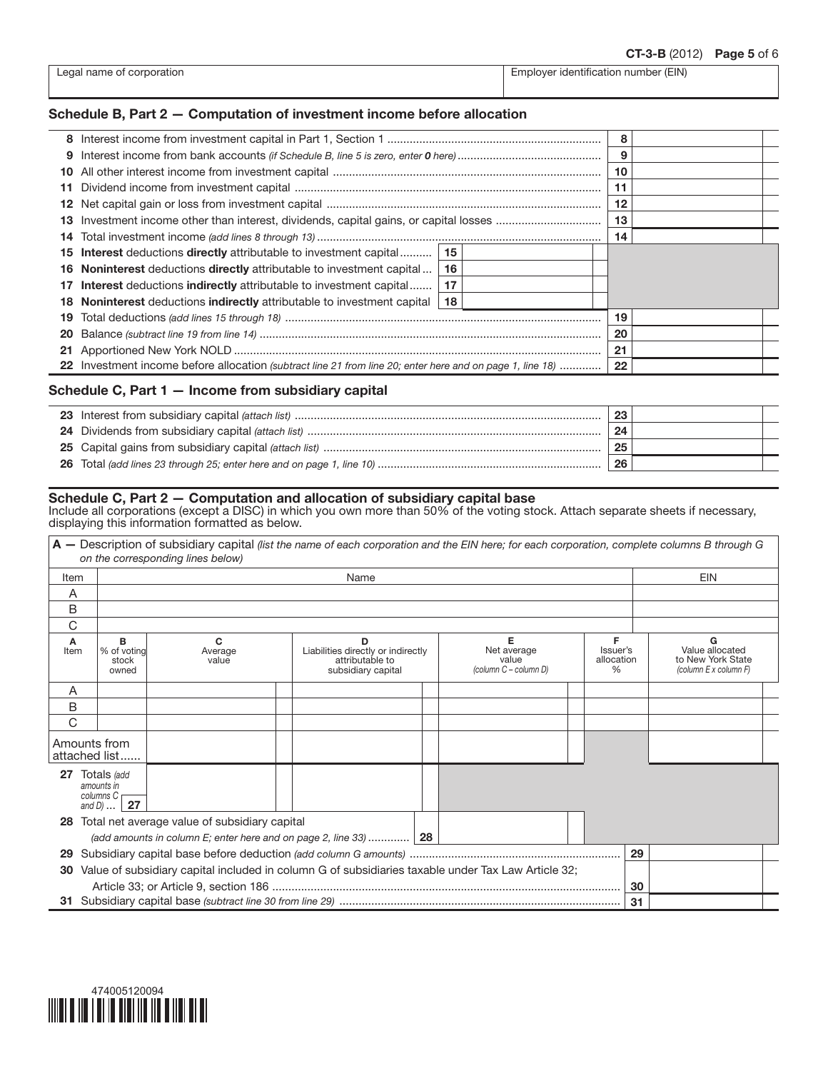| Legal name of corporation | Employer identification number (EIN) |
|---|---|
| | |

## Schedule B, Part 2 — Computation of investment income before allocation

| | | | |
|---|---|---|---|
| **8** | Interest income from investment capital in Part 1, Section 1 | 8 | |
| **9** | Interest income from bank accounts *(if Schedule B, line 5 is zero, enter **0** here)* | 9 | |
| **10** | All other interest income from investment capital | 10 | |
| **11** | Dividend income from investment capital | 11 | |
| **12** | Net capital gain or loss from investment capital | 12 | |
| **13** | Investment income other than interest, dividends, capital gains, or capital losses | 13 | |
| **14** | Total investment income *(add lines 8 through 13)* | 14 | |
| **15** | **Interest** deductions **directly** attributable to investment capital ... 15 | | |
| **16** | **Noninterest** deductions **directly** attributable to investment capital ... 16 | | |
| **17** | **Interest** deductions **indirectly** attributable to investment capital ... 17 | | |
| **18** | **Noninterest** deductions **indirectly** attributable to investment capital 18 | | |
| **19** | Total deductions *(add lines 15 through 18)* | 19 | |
| **20** | Balance *(subtract line 19 from line 14)* | 20 | |
| **21** | Apportioned New York NOLD | 21 | |
| **22** | Investment income before allocation *(subtract line 21 from line 20; enter here and on page 1, line 18)* | 22 | |

## Schedule C, Part 1 — Income from subsidiary capital

| | | | |
|---|---|---|---|
| **23** | Interest from subsidiary capital *(attach list)* | 23 | |
| **24** | Dividends from subsidiary capital *(attach list)* | 24 | |
| **25** | Capital gains from subsidiary capital *(attach list)* | 25 | |
| **26** | Total *(add lines 23 through 25; enter here and on page 1, line 10)* | 26 | |

## Schedule C, Part 2 — Computation and allocation of subsidiary capital base

Include all corporations (except a DISC) in which you own more than 50% of the voting stock. Attach separate sheets if necessary, displaying this information formatted as below.

**A —** Description of subsidiary capital *(list the name of each corporation and the EIN here; for each corporation, complete columns B through G on the corresponding lines below)*

| Item | Name | EIN |
|---|---|---|
| A | | |
| B | | |
| C | | |

| A Item | B % of voting stock owned | C Average value | D Liabilities directly or indirectly attributable to subsidiary capital | E Net average value *(column C – column D)* | F Issuer's allocation % | G Value allocated to New York State *(column E x column F)* |
|---|---|---|---|---|---|---|
| A | | | | | | |
| B | | | | | | |
| C | | | | | | |
| Amounts from attached list | | | | | | |
| **27** Totals *(add amounts in columns C and D)* ... 27 | | | | | | |
| **28** Total net average value of subsidiary capital *(add amounts in column E; enter here and on page 2, line 33)* ... 28 | | | | | | |

| | | | |
|---|---|---|---|
| **29** | Subsidiary capital base before deduction *(add column G amounts)* | 29 | |
| **30** | Value of subsidiary capital included in column G of subsidiaries taxable under Tax Law Article 32; Article 33; or Article 9, section 186 | 30 | |
| **31** | Subsidiary capital base *(subtract line 30 from line 29)* | 31 | |

474005120094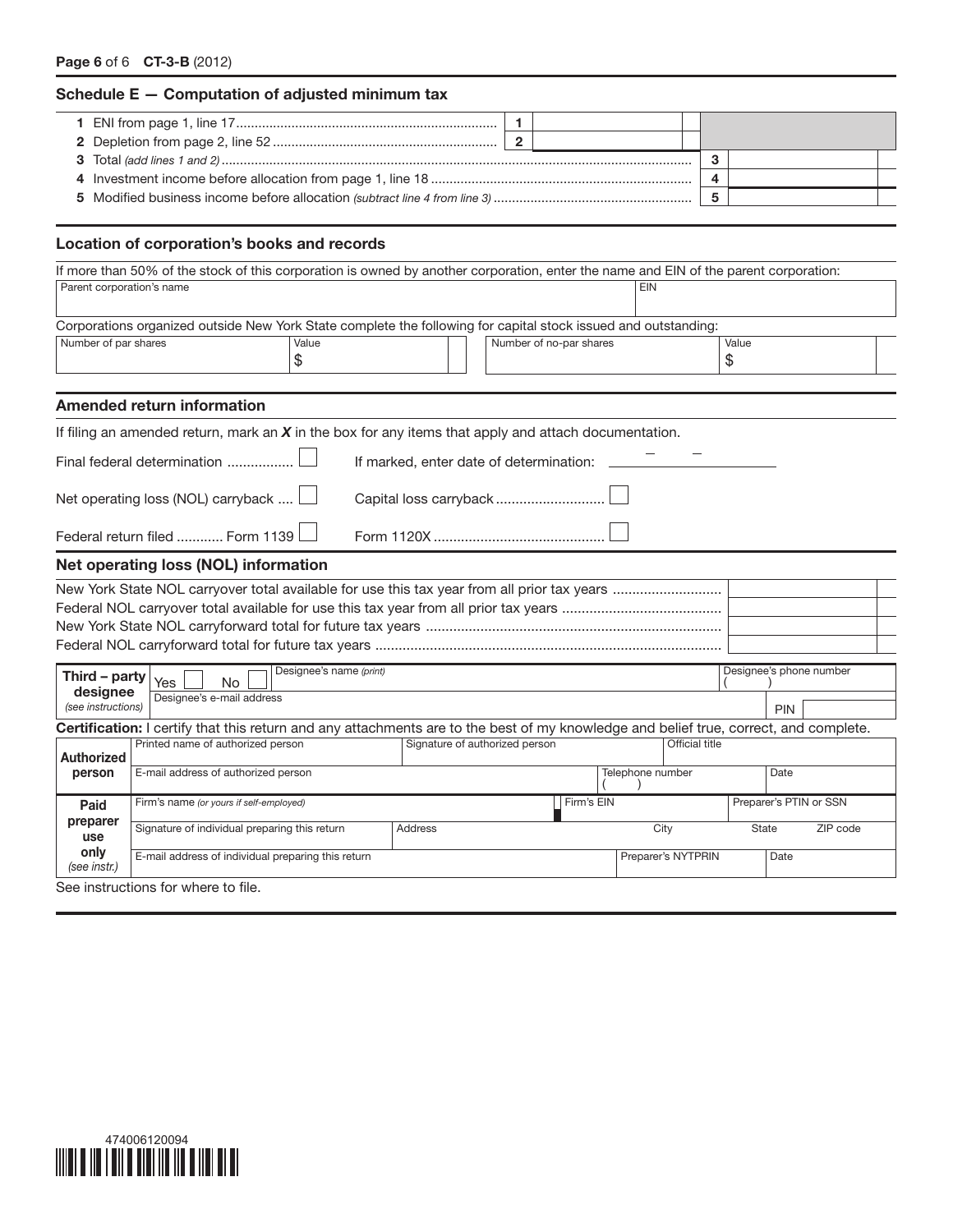## Schedule E — Computation of adjusted minimum tax

| | | | | |
|---|---|---|---|---|
| 1 ENI from page 1, line 17 | 1 | | | |
| 2 Depletion from page 2, line 52 | 2 | | | |
| 3 Total *(add lines 1 and 2)* | | | 3 | |
| 4 Investment income before allocation from page 1, line 18 | | | 4 | |
| 5 Modified business income before allocation *(subtract line 4 from line 3)* | | | 5 | |

## Location of corporation's books and records

If more than 50% of the stock of this corporation is owned by another corporation, enter the name and EIN of the parent corporation:

| Parent corporation's name | EIN |
|---|---|
| | |

Corporations organized outside New York State complete the following for capital stock issued and outstanding:

| Number of par shares | Value | Number of no-par shares | Value |
|---|---|---|---|
| | $ | | $ |

## Amended return information

If filing an amended return, mark an ***X*** in the box for any items that apply and attach documentation.

Final federal determination ☐ If marked, enter date of determination: ____

Net operating loss (NOL) carryback ☐ Capital loss carryback ☐

Federal return filed ........... Form 1139 ☐ Form 1120X ☐

## Net operating loss (NOL) information

| | |
|---|---|
| New York State NOL carryover total available for use this tax year from all prior tax years | |
| Federal NOL carryover total available for use this tax year from all prior tax years | |
| New York State NOL carryforward total for future tax years | |
| Federal NOL carryforward total for future tax years | |

| | | | |
|---|---|---|---|
| **Third – party designee** *(see instructions)* | Yes ☐ No ☐ | Designee's name *(print)* | Designee's phone number ( ) |
| | Designee's e-mail address | | PIN |

**Certification:** I certify that this return and any attachments are to the best of my knowledge and belief true, correct, and complete.

| | | | | |
|---|---|---|---|---|
| **Authorized person** | Printed name of authorized person | Signature of authorized person | Official title | |
| | E-mail address of authorized person | | Telephone number ( ) | Date |
| **Paid preparer use only** *(see instr.)* | Firm's name *(or yours if self-employed)* | Firm's EIN | | Preparer's PTIN or SSN |
| | Signature of individual preparing this return | Address | City | State ZIP code |
| | E-mail address of individual preparing this return | | Preparer's NYTPRIN | Date |

See instructions for where to file.

474006120094